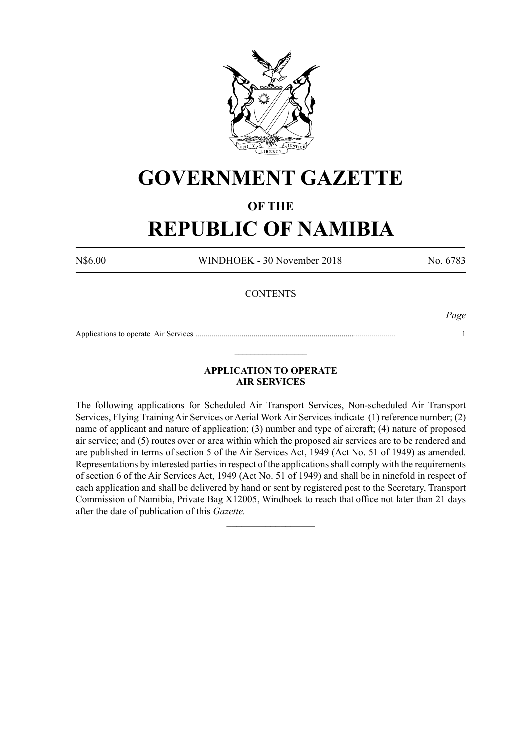# GOVERNMENT GAZETTE

## OF THE

# REPUBLIC OF NAMIBIA

N$6.00 WINDHOEK - 30 November 2018 No. 6783

CONTENTS

*Page*

Applications to operate Air Services .................................................................................................... 1

---

### APPLICATION TO OPERATE AIR SERVICES

The following applications for Scheduled Air Transport Services, Non-scheduled Air Transport Services, Flying Training Air Services or Aerial Work Air Services indicate (1) reference number; (2) name of applicant and nature of application; (3) number and type of aircraft; (4) nature of proposed air service; and (5) routes over or area within which the proposed air services are to be rendered and are published in terms of section 5 of the Air Services Act, 1949 (Act No. 51 of 1949) as amended. Representations by interested parties in respect of the applications shall comply with the requirements of section 6 of the Air Services Act, 1949 (Act No. 51 of 1949) and shall be in ninefold in respect of each application and shall be delivered by hand or sent by registered post to the Secretary, Transport Commission of Namibia, Private Bag X12005, Windhoek to reach that office not later than 21 days after the date of publication of this *Gazette.*

---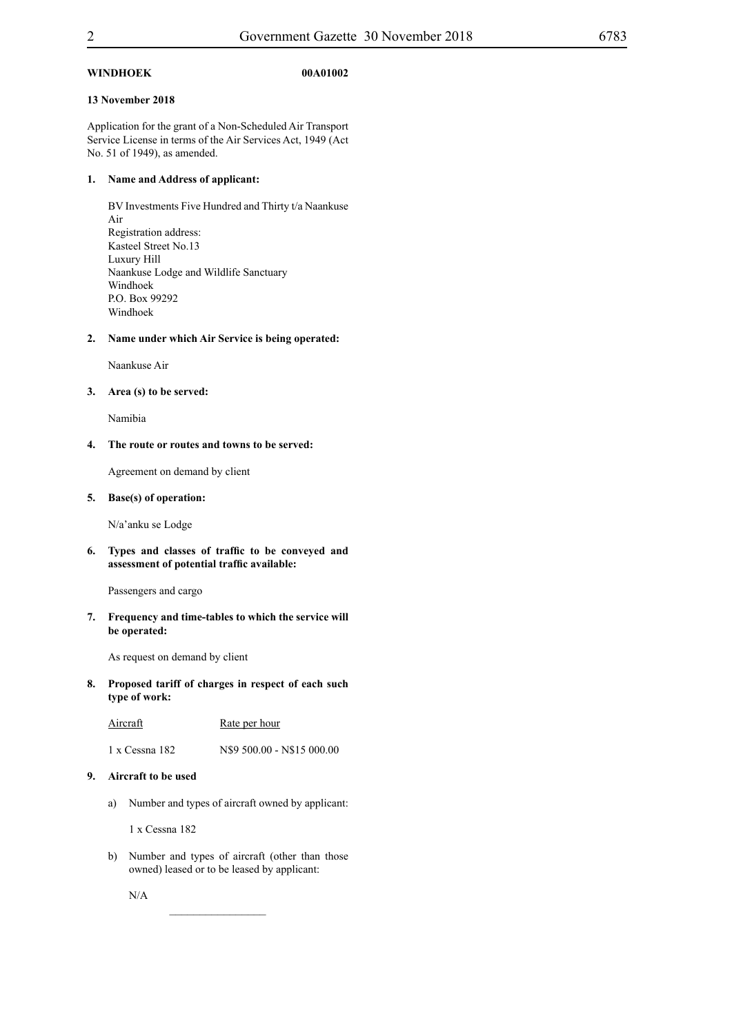**WINDHOEK** **00A01002**

**13 November 2018**

Application for the grant of a Non-Scheduled Air Transport Service License in terms of the Air Services Act, 1949 (Act No. 51 of 1949), as amended.

**1. Name and Address of applicant:**

BV Investments Five Hundred and Thirty t/a Naankuse Air
Registration address:
Kasteel Street No.13
Luxury Hill
Naankuse Lodge and Wildlife Sanctuary
Windhoek
P.O. Box 99292
Windhoek

**2. Name under which Air Service is being operated:**

Naankuse Air

**3. Area (s) to be served:**

Namibia

**4. The route or routes and towns to be served:**

Agreement on demand by client

**5. Base(s) of operation:**

N/a'anku se Lodge

**6. Types and classes of traffic to be conveyed and assessment of potential traffic available:**

Passengers and cargo

**7. Frequency and time-tables to which the service will be operated:**

As request on demand by client

**8. Proposed tariff of charges in respect of each such type of work:**

| Aircraft | Rate per hour |
|---|---|
| 1 x Cessna 182 | N$9 500.00 - N$15 000.00 |

**9. Aircraft to be used**

a) Number and types of aircraft owned by applicant:

1 x Cessna 182

b) Number and types of aircraft (other than those owned) leased or to be leased by applicant:

N/A

________________